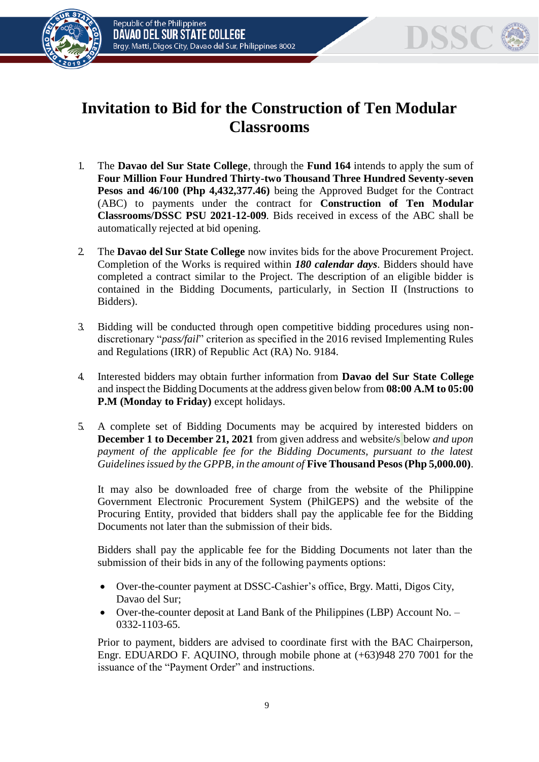# Invitation to Bid for the Construction of Ten Modular Classrooms

1. The **Davao del Sur State College**, through the **Fund 164** intends to apply the sum of **Four Million Four Hundred Thirty-two Thousand Three Hundred Seventy-seven Pesos and 46/100 (Php 4,432,377.46)** being the Approved Budget for the Contract (ABC) to payments under the contract for **Construction of Ten Modular Classrooms/DSSC PSU 2021-12-009**. Bids received in excess of the ABC shall be automatically rejected at bid opening.

2. The **Davao del Sur State College** now invites bids for the above Procurement Project. Completion of the Works is required within ***180 calendar days***. Bidders should have completed a contract similar to the Project. The description of an eligible bidder is contained in the Bidding Documents, particularly, in Section II (Instructions to Bidders).

3. Bidding will be conducted through open competitive bidding procedures using non-discretionary "*pass/fail*" criterion as specified in the 2016 revised Implementing Rules and Regulations (IRR) of Republic Act (RA) No. 9184.

4. Interested bidders may obtain further information from **Davao del Sur State College** and inspect the Bidding Documents at the address given below from **08:00 A.M to 05:00 P.M (Monday to Friday)** except holidays.

5. A complete set of Bidding Documents may be acquired by interested bidders on **December 1 to December 21, 2021** from given address and website/s below *and upon payment of the applicable fee for the Bidding Documents, pursuant to the latest Guidelines issued by the GPPB, in the amount of* **Five Thousand Pesos (Php 5,000.00)**.

   It may also be downloaded free of charge from the website of the Philippine Government Electronic Procurement System (PhilGEPS) and the website of the Procuring Entity, provided that bidders shall pay the applicable fee for the Bidding Documents not later than the submission of their bids.

   Bidders shall pay the applicable fee for the Bidding Documents not later than the submission of their bids in any of the following payments options:

   - Over-the-counter payment at DSSC-Cashier's office, Brgy. Matti, Digos City, Davao del Sur;
   - Over-the-counter deposit at Land Bank of the Philippines (LBP) Account No. – 0332-1103-65.

   Prior to payment, bidders are advised to coordinate first with the BAC Chairperson, Engr. EDUARDO F. AQUINO, through mobile phone at (+63)948 270 7001 for the issuance of the "Payment Order" and instructions.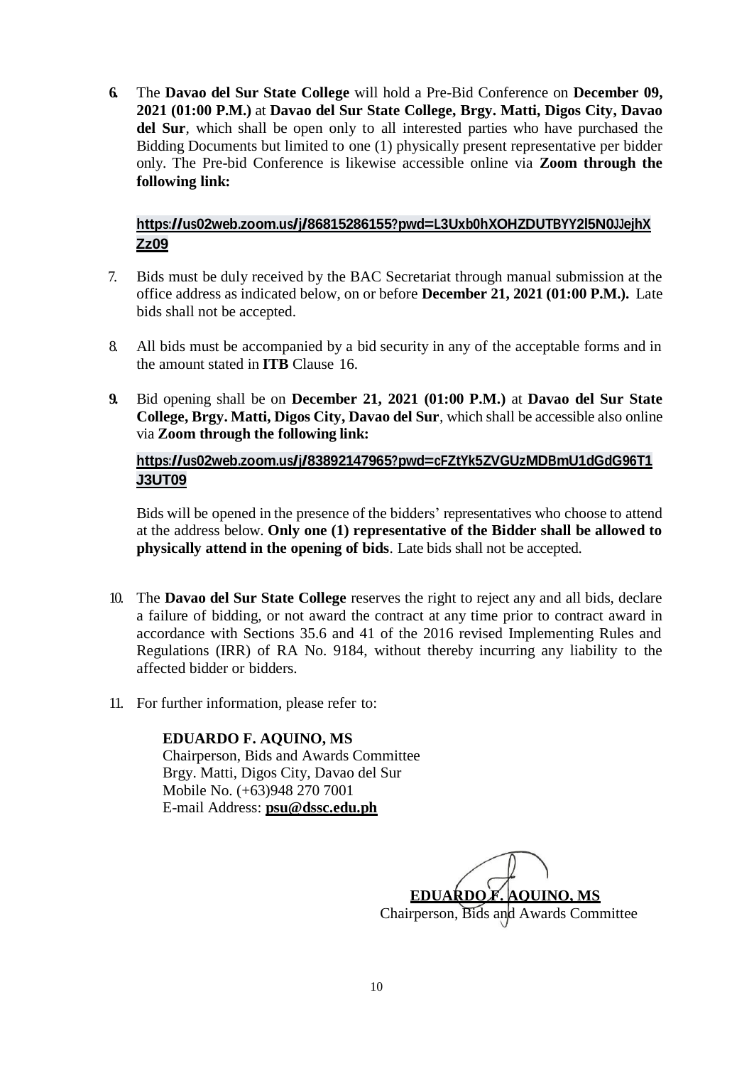6. The **Davao del Sur State College** will hold a Pre-Bid Conference on **December 09, 2021 (01:00 P.M.)** at **Davao del Sur State College, Brgy. Matti, Digos City, Davao del Sur**, which shall be open only to all interested parties who have purchased the Bidding Documents but limited to one (1) physically present representative per bidder only. The Pre-bid Conference is likewise accessible online via **Zoom through the following link:**

   **https://us02web.zoom.us/j/86815286155?pwd=L3Uxb0hXOHZDUTBYY2I5N0JJejhXZz09**

7. Bids must be duly received by the BAC Secretariat through manual submission at the office address as indicated below, on or before **December 21, 2021 (01:00 P.M.).** Late bids shall not be accepted.

8. All bids must be accompanied by a bid security in any of the acceptable forms and in the amount stated in **ITB** Clause 16.

9. Bid opening shall be on **December 21, 2021 (01:00 P.M.)** at **Davao del Sur State College, Brgy. Matti, Digos City, Davao del Sur**, which shall be accessible also online via **Zoom through the following link:**

   **https://us02web.zoom.us/j/83892147965?pwd=cFZtYk5ZVGUzMDBmU1dGdG96T1J3UT09**

   Bids will be opened in the presence of the bidders' representatives who choose to attend at the address below. **Only one (1) representative of the Bidder shall be allowed to physically attend in the opening of bids**. Late bids shall not be accepted.

10. The **Davao del Sur State College** reserves the right to reject any and all bids, declare a failure of bidding, or not award the contract at any time prior to contract award in accordance with Sections 35.6 and 41 of the 2016 revised Implementing Rules and Regulations (IRR) of RA No. 9184, without thereby incurring any liability to the affected bidder or bidders.

11. For further information, please refer to:

    **EDUARDO F. AQUINO, MS**
    Chairperson, Bids and Awards Committee
    Brgy. Matti, Digos City, Davao del Sur
    Mobile No. (+63)948 270 7001
    E-mail Address: **psu@dssc.edu.ph**

**EDUARDO F. AQUINO, MS**
Chairperson, Bids and Awards Committee